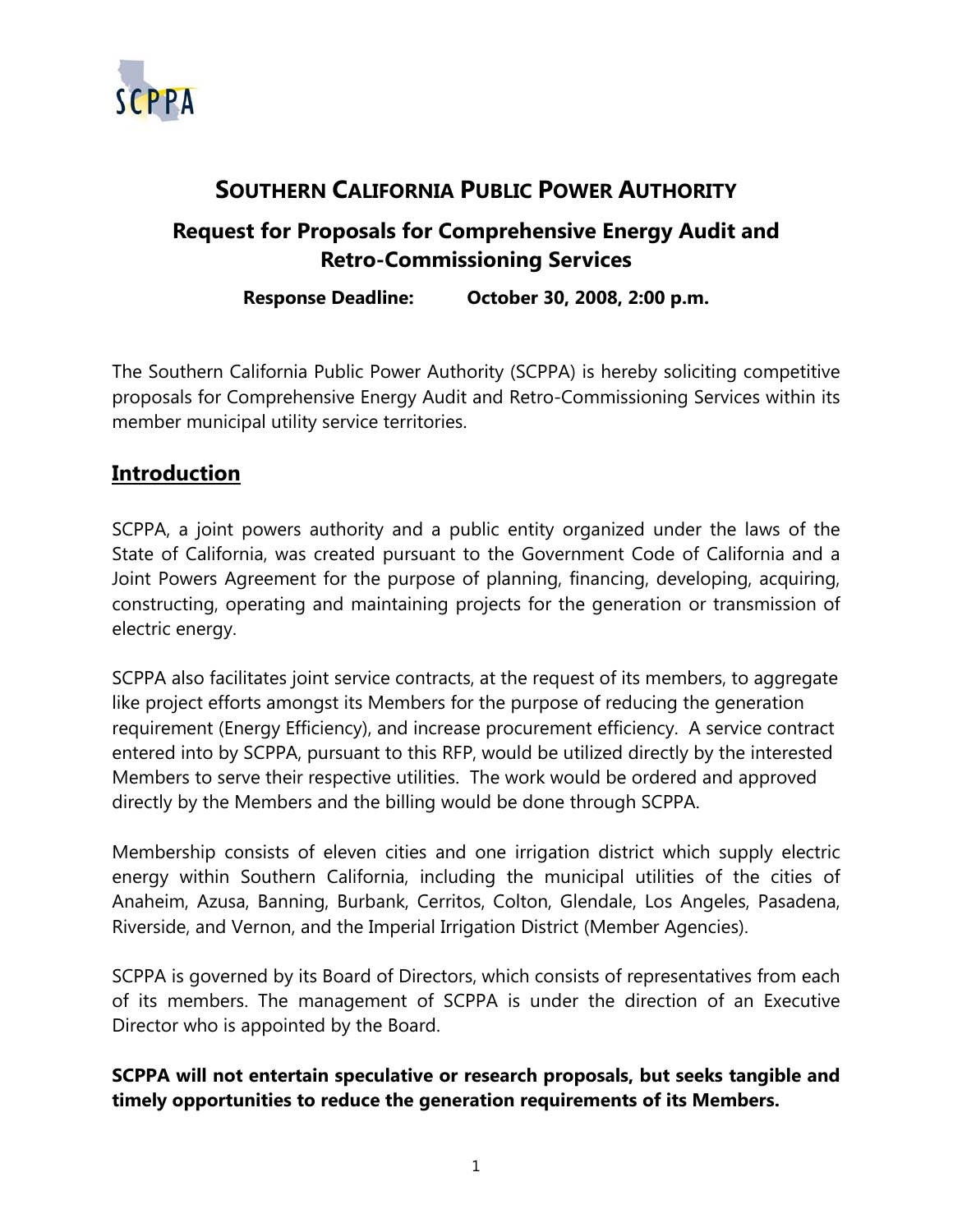# SOUTHERN CALIFORNIA PUBLIC POWER AUTHORITY

## Request for Proposals for Comprehensive Energy Audit and Retro-Commissioning Services

**Response Deadline: October 30, 2008, 2:00 p.m.**

The Southern California Public Power Authority (SCPPA) is hereby soliciting competitive proposals for Comprehensive Energy Audit and Retro-Commissioning Services within its member municipal utility service territories.

## Introduction

SCPPA, a joint powers authority and a public entity organized under the laws of the State of California, was created pursuant to the Government Code of California and a Joint Powers Agreement for the purpose of planning, financing, developing, acquiring, constructing, operating and maintaining projects for the generation or transmission of electric energy.

SCPPA also facilitates joint service contracts, at the request of its members, to aggregate like project efforts amongst its Members for the purpose of reducing the generation requirement (Energy Efficiency), and increase procurement efficiency. A service contract entered into by SCPPA, pursuant to this RFP, would be utilized directly by the interested Members to serve their respective utilities. The work would be ordered and approved directly by the Members and the billing would be done through SCPPA.

Membership consists of eleven cities and one irrigation district which supply electric energy within Southern California, including the municipal utilities of the cities of Anaheim, Azusa, Banning, Burbank, Cerritos, Colton, Glendale, Los Angeles, Pasadena, Riverside, and Vernon, and the Imperial Irrigation District (Member Agencies).

SCPPA is governed by its Board of Directors, which consists of representatives from each of its members. The management of SCPPA is under the direction of an Executive Director who is appointed by the Board.

**SCPPA will not entertain speculative or research proposals, but seeks tangible and timely opportunities to reduce the generation requirements of its Members.**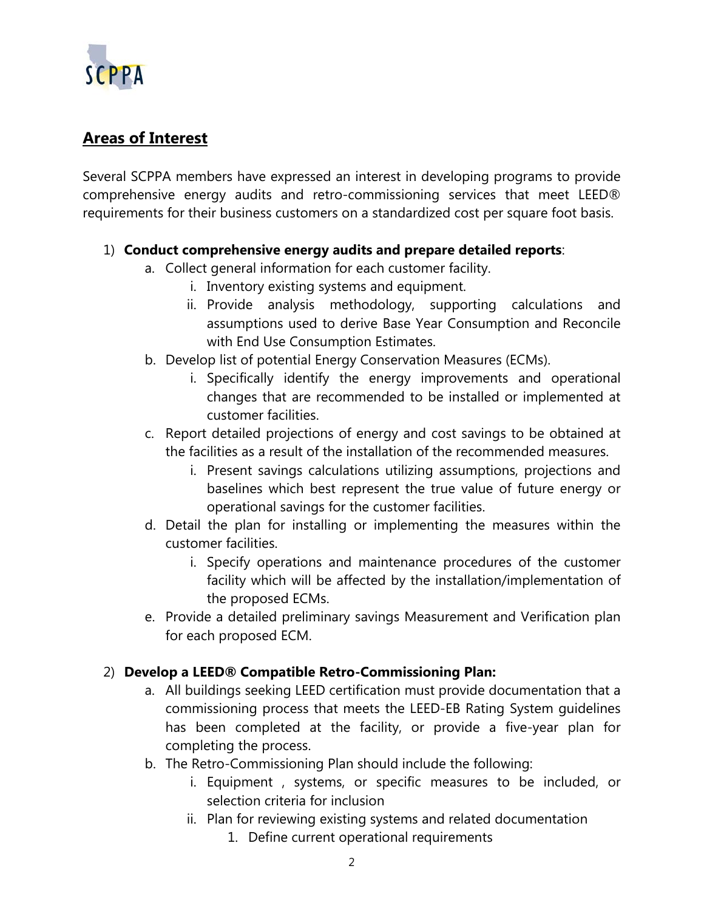## Areas of Interest

Several SCPPA members have expressed an interest in developing programs to provide comprehensive energy audits and retro-commissioning services that meet LEED® requirements for their business customers on a standardized cost per square foot basis.

1) **Conduct comprehensive energy audits and prepare detailed reports**:
    a. Collect general information for each customer facility.
        i. Inventory existing systems and equipment.
        ii. Provide analysis methodology, supporting calculations and assumptions used to derive Base Year Consumption and Reconcile with End Use Consumption Estimates.
    b. Develop list of potential Energy Conservation Measures (ECMs).
        i. Specifically identify the energy improvements and operational changes that are recommended to be installed or implemented at customer facilities.
    c. Report detailed projections of energy and cost savings to be obtained at the facilities as a result of the installation of the recommended measures.
        i. Present savings calculations utilizing assumptions, projections and baselines which best represent the true value of future energy or operational savings for the customer facilities.
    d. Detail the plan for installing or implementing the measures within the customer facilities.
        i. Specify operations and maintenance procedures of the customer facility which will be affected by the installation/implementation of the proposed ECMs.
    e. Provide a detailed preliminary savings Measurement and Verification plan for each proposed ECM.

2) **Develop a LEED® Compatible Retro-Commissioning Plan:**
    a. All buildings seeking LEED certification must provide documentation that a commissioning process that meets the LEED-EB Rating System guidelines has been completed at the facility, or provide a five-year plan for completing the process.
    b. The Retro-Commissioning Plan should include the following:
        i. Equipment , systems, or specific measures to be included, or selection criteria for inclusion
        ii. Plan for reviewing existing systems and related documentation
            1. Define current operational requirements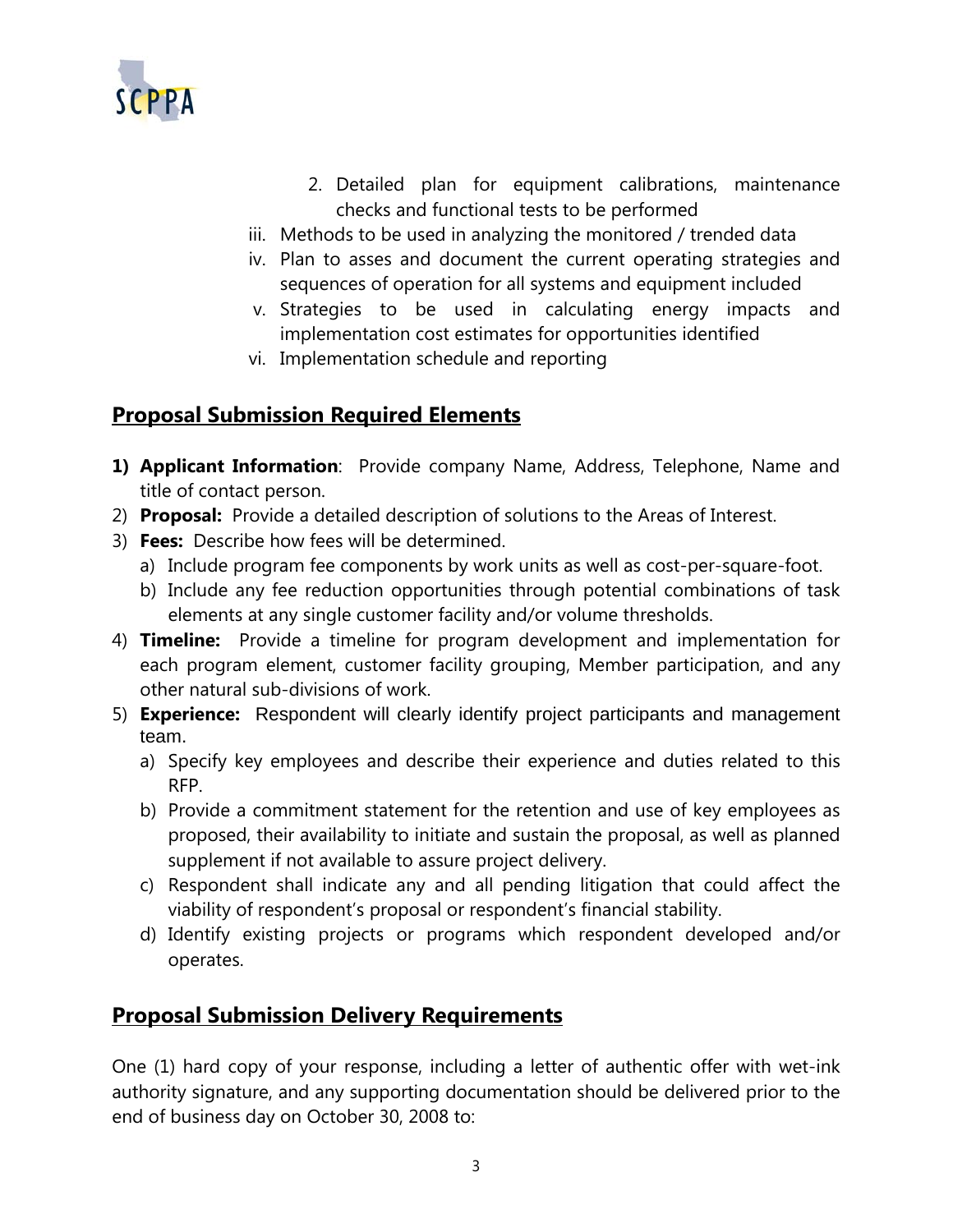2. Detailed plan for equipment calibrations, maintenance checks and functional tests to be performed

iii. Methods to be used in analyzing the monitored / trended data

iv. Plan to asses and document the current operating strategies and sequences of operation for all systems and equipment included

v. Strategies to be used in calculating energy impacts and implementation cost estimates for opportunities identified

vi. Implementation schedule and reporting

## Proposal Submission Required Elements

**1) Applicant Information**: Provide company Name, Address, Telephone, Name and title of contact person.

2) **Proposal:** Provide a detailed description of solutions to the Areas of Interest.

3) **Fees:** Describe how fees will be determined.
   - a) Include program fee components by work units as well as cost-per-square-foot.
   - b) Include any fee reduction opportunities through potential combinations of task elements at any single customer facility and/or volume thresholds.

4) **Timeline:** Provide a timeline for program development and implementation for each program element, customer facility grouping, Member participation, and any other natural sub-divisions of work.

5) **Experience:** Respondent will clearly identify project participants and management team.
   - a) Specify key employees and describe their experience and duties related to this RFP.
   - b) Provide a commitment statement for the retention and use of key employees as proposed, their availability to initiate and sustain the proposal, as well as planned supplement if not available to assure project delivery.
   - c) Respondent shall indicate any and all pending litigation that could affect the viability of respondent's proposal or respondent's financial stability.
   - d) Identify existing projects or programs which respondent developed and/or operates.

## Proposal Submission Delivery Requirements

One (1) hard copy of your response, including a letter of authentic offer with wet-ink authority signature, and any supporting documentation should be delivered prior to the end of business day on October 30, 2008 to: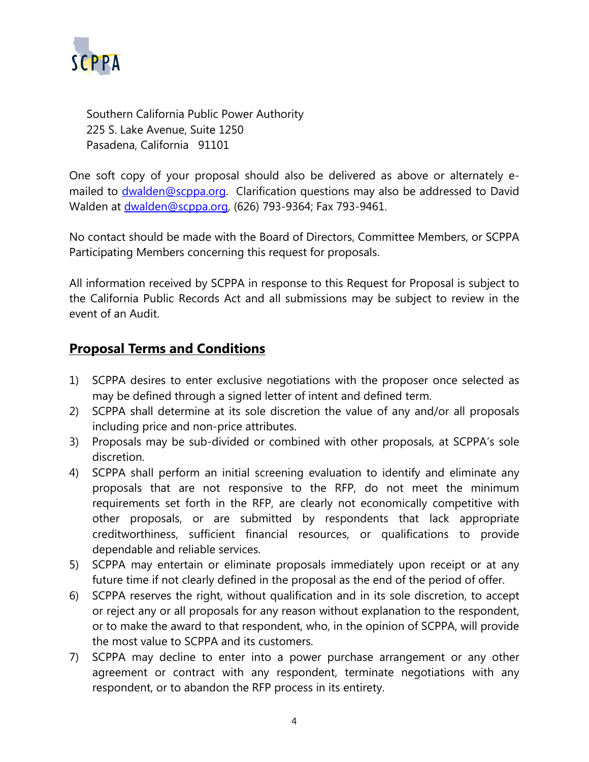Southern California Public Power Authority
225 S. Lake Avenue, Suite 1250
Pasadena, California 91101

One soft copy of your proposal should also be delivered as above or alternately e-mailed to dwalden@scppa.org. Clarification questions may also be addressed to David Walden at dwalden@scppa.org, (626) 793-9364; Fax 793-9461.

No contact should be made with the Board of Directors, Committee Members, or SCPPA Participating Members concerning this request for proposals.

All information received by SCPPA in response to this Request for Proposal is subject to the California Public Records Act and all submissions may be subject to review in the event of an Audit.

## Proposal Terms and Conditions

1) SCPPA desires to enter exclusive negotiations with the proposer once selected as may be defined through a signed letter of intent and defined term.
2) SCPPA shall determine at its sole discretion the value of any and/or all proposals including price and non-price attributes.
3) Proposals may be sub-divided or combined with other proposals, at SCPPA's sole discretion.
4) SCPPA shall perform an initial screening evaluation to identify and eliminate any proposals that are not responsive to the RFP, do not meet the minimum requirements set forth in the RFP, are clearly not economically competitive with other proposals, or are submitted by respondents that lack appropriate creditworthiness, sufficient financial resources, or qualifications to provide dependable and reliable services.
5) SCPPA may entertain or eliminate proposals immediately upon receipt or at any future time if not clearly defined in the proposal as the end of the period of offer.
6) SCPPA reserves the right, without qualification and in its sole discretion, to accept or reject any or all proposals for any reason without explanation to the respondent, or to make the award to that respondent, who, in the opinion of SCPPA, will provide the most value to SCPPA and its customers.
7) SCPPA may decline to enter into a power purchase arrangement or any other agreement or contract with any respondent, terminate negotiations with any respondent, or to abandon the RFP process in its entirety.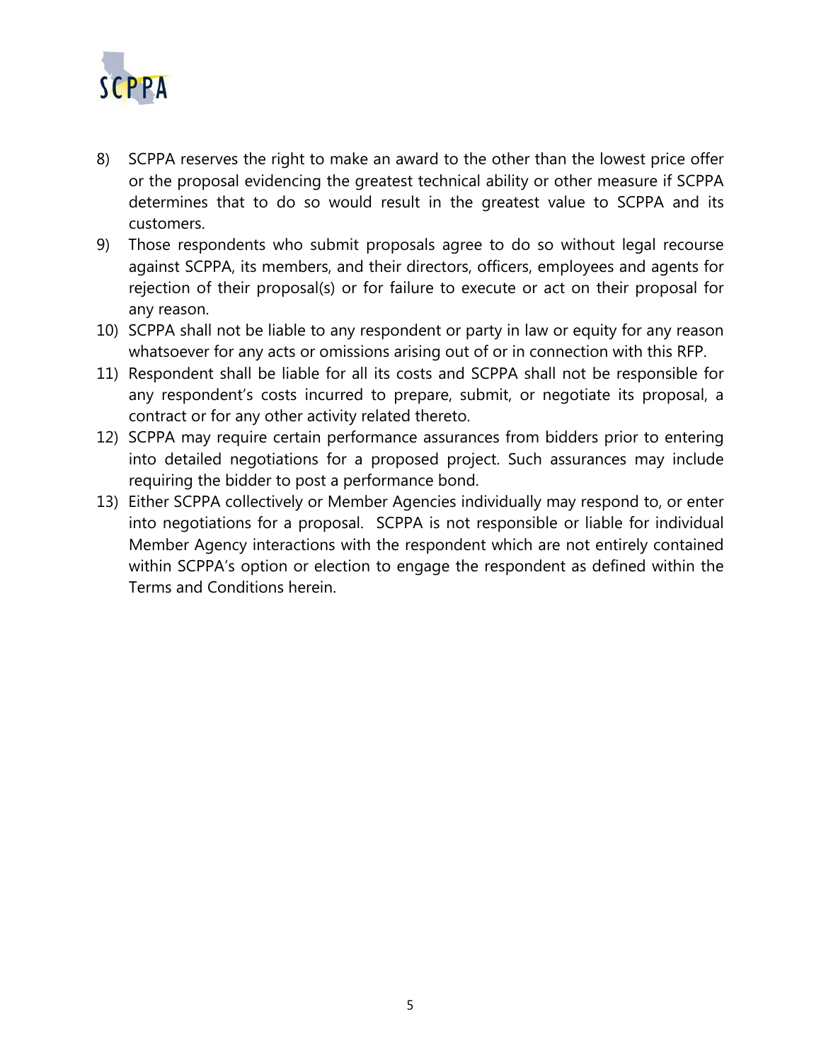8) SCPPA reserves the right to make an award to the other than the lowest price offer or the proposal evidencing the greatest technical ability or other measure if SCPPA determines that to do so would result in the greatest value to SCPPA and its customers.
9) Those respondents who submit proposals agree to do so without legal recourse against SCPPA, its members, and their directors, officers, employees and agents for rejection of their proposal(s) or for failure to execute or act on their proposal for any reason.
10) SCPPA shall not be liable to any respondent or party in law or equity for any reason whatsoever for any acts or omissions arising out of or in connection with this RFP.
11) Respondent shall be liable for all its costs and SCPPA shall not be responsible for any respondent's costs incurred to prepare, submit, or negotiate its proposal, a contract or for any other activity related thereto.
12) SCPPA may require certain performance assurances from bidders prior to entering into detailed negotiations for a proposed project. Such assurances may include requiring the bidder to post a performance bond.
13) Either SCPPA collectively or Member Agencies individually may respond to, or enter into negotiations for a proposal. SCPPA is not responsible or liable for individual Member Agency interactions with the respondent which are not entirely contained within SCPPA's option or election to engage the respondent as defined within the Terms and Conditions herein.